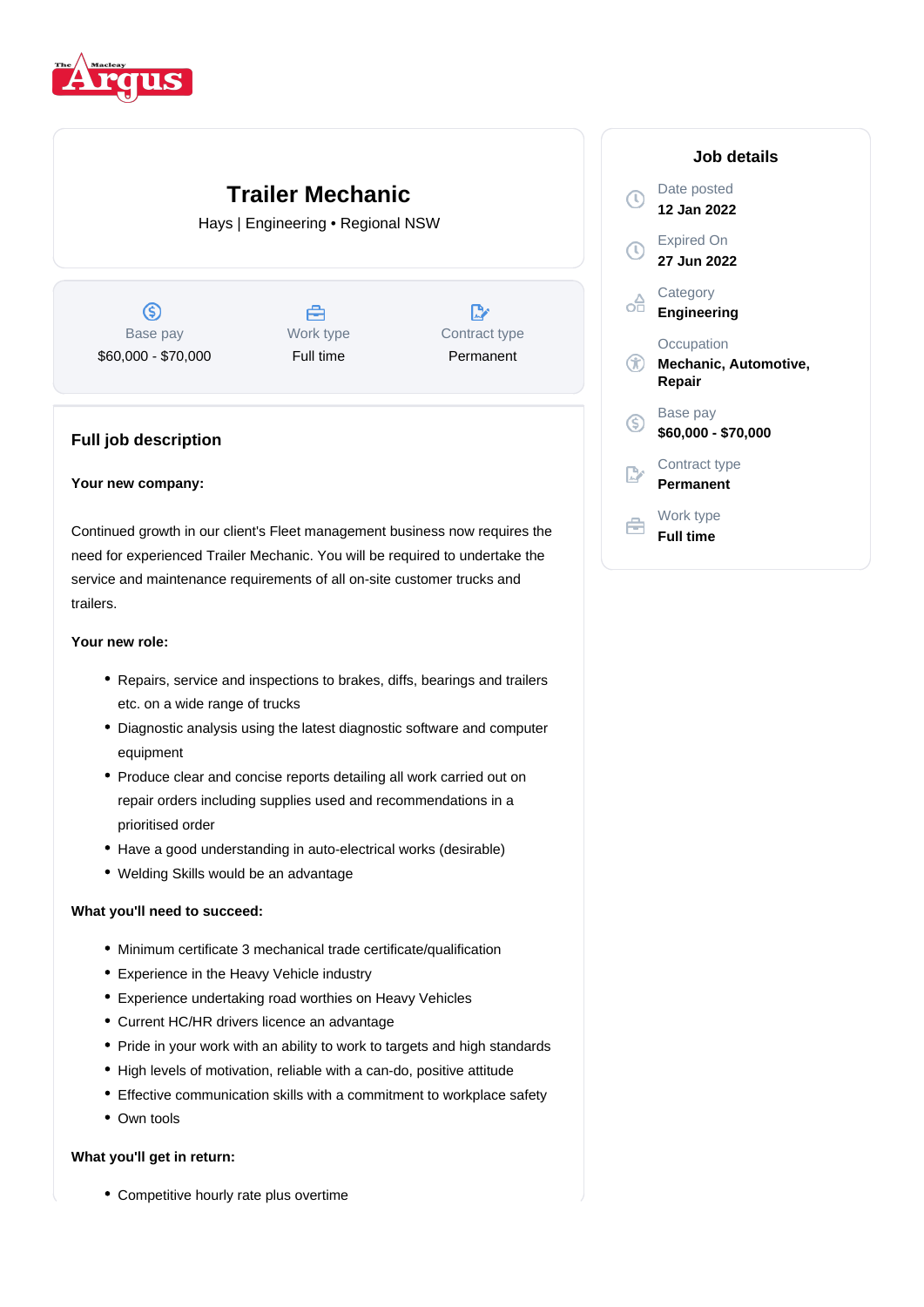# Trailer Mechanic

Hays | Engineering • Regional NSW

| Base pay | Work type | Contract type |
| --- | --- | --- |
| $60,000 - $70,000 | Full time | Permanent |

## Job details

Date posted
**12 Jan 2022**

Expired On
**27 Jun 2022**

Category
**Engineering**

Occupation
**Mechanic, Automotive, Repair**

Base pay
**$60,000 - $70,000**

Contract type
**Permanent**

Work type
**Full time**

## Full job description

**Your new company:**

Continued growth in our client's Fleet management business now requires the need for experienced Trailer Mechanic. You will be required to undertake the service and maintenance requirements of all on-site customer trucks and trailers.

**Your new role:**

- Repairs, service and inspections to brakes, diffs, bearings and trailers etc. on a wide range of trucks
- Diagnostic analysis using the latest diagnostic software and computer equipment
- Produce clear and concise reports detailing all work carried out on repair orders including supplies used and recommendations in a prioritised order
- Have a good understanding in auto-electrical works (desirable)
- Welding Skills would be an advantage

**What you'll need to succeed:**

- Minimum certificate 3 mechanical trade certificate/qualification
- Experience in the Heavy Vehicle industry
- Experience undertaking road worthies on Heavy Vehicles
- Current HC/HR drivers licence an advantage
- Pride in your work with an ability to work to targets and high standards
- High levels of motivation, reliable with a can-do, positive attitude
- Effective communication skills with a commitment to workplace safety
- Own tools

**What you'll get in return:**

- Competitive hourly rate plus overtime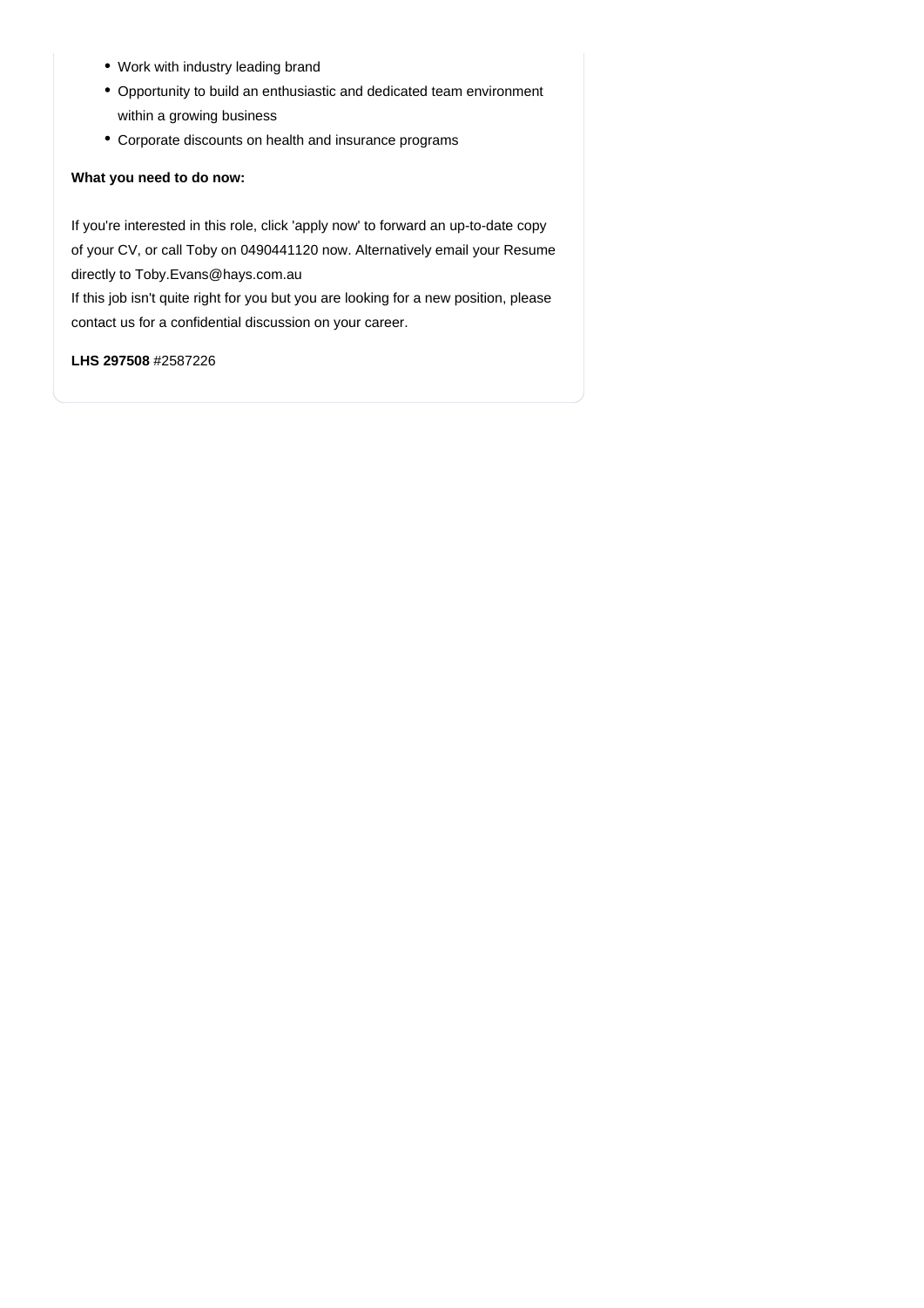- Work with industry leading brand
- Opportunity to build an enthusiastic and dedicated team environment within a growing business
- Corporate discounts on health and insurance programs

**What you need to do now:**

If you're interested in this role, click 'apply now' to forward an up-to-date copy of your CV, or call Toby on 0490441120 now. Alternatively email your Resume directly to Toby.Evans@hays.com.au
If this job isn't quite right for you but you are looking for a new position, please contact us for a confidential discussion on your career.

**LHS 297508** #2587226